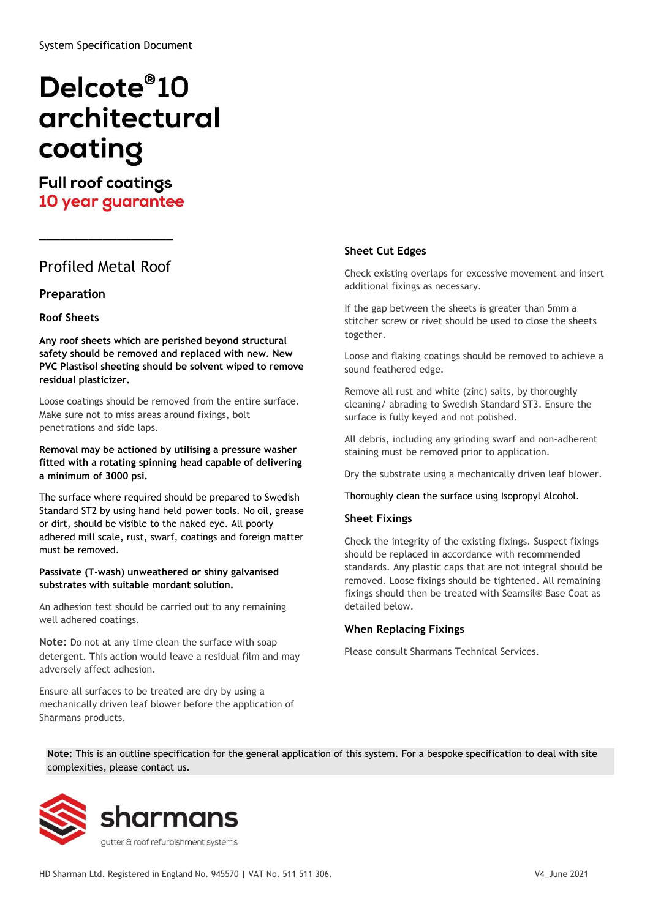System Specification Document

# Delcote®10 architectural coating

## Full roof coatings

**10 year guarantee**

## Profiled Metal Roof

### Preparation

#### Roof Sheets

**Any roof sheets which are perished beyond structural safety should be removed and replaced with new. New PVC Plastisol sheeting should be solvent wiped to remove residual plasticizer.**

Loose coatings should be removed from the entire surface. Make sure not to miss areas around fixings, bolt penetrations and side laps.

**Removal may be actioned by utilising a pressure washer fitted with a rotating spinning head capable of delivering a minimum of 3000 psi.**

The surface where required should be prepared to Swedish Standard ST2 by using hand held power tools. No oil, grease or dirt, should be visible to the naked eye. All poorly adhered mill scale, rust, swarf, coatings and foreign matter must be removed.

**Passivate (T-wash) unweathered or shiny galvanised substrates with suitable mordant solution.**

An adhesion test should be carried out to any remaining well adhered coatings.

**Note:** Do not at any time clean the surface with soap detergent. This action would leave a residual film and may adversely affect adhesion.

Ensure all surfaces to be treated are dry by using a mechanically driven leaf blower before the application of Sharmans products.

#### Sheet Cut Edges

Check existing overlaps for excessive movement and insert additional fixings as necessary.

If the gap between the sheets is greater than 5mm a stitcher screw or rivet should be used to close the sheets together.

Loose and flaking coatings should be removed to achieve a sound feathered edge.

Remove all rust and white (zinc) salts, by thoroughly cleaning/ abrading to Swedish Standard ST3. Ensure the surface is fully keyed and not polished.

All debris, including any grinding swarf and non-adherent staining must be removed prior to application.

Dry the substrate using a mechanically driven leaf blower.

Thoroughly clean the surface using Isopropyl Alcohol.

#### Sheet Fixings

Check the integrity of the existing fixings. Suspect fixings should be replaced in accordance with recommended standards. Any plastic caps that are not integral should be removed. Loose fixings should be tightened. All remaining fixings should then be treated with Seamsil® Base Coat as detailed below.

#### When Replacing Fixings

Please consult Sharmans Technical Services.

**Note:** This is an outline specification for the general application of this system. For a bespoke specification to deal with site complexities, please contact us.

sharmans
gutter & roof refurbishment systems

HD Sharman Ltd. Registered in England No. 945570 | VAT No. 511 511 306. V4_June 2021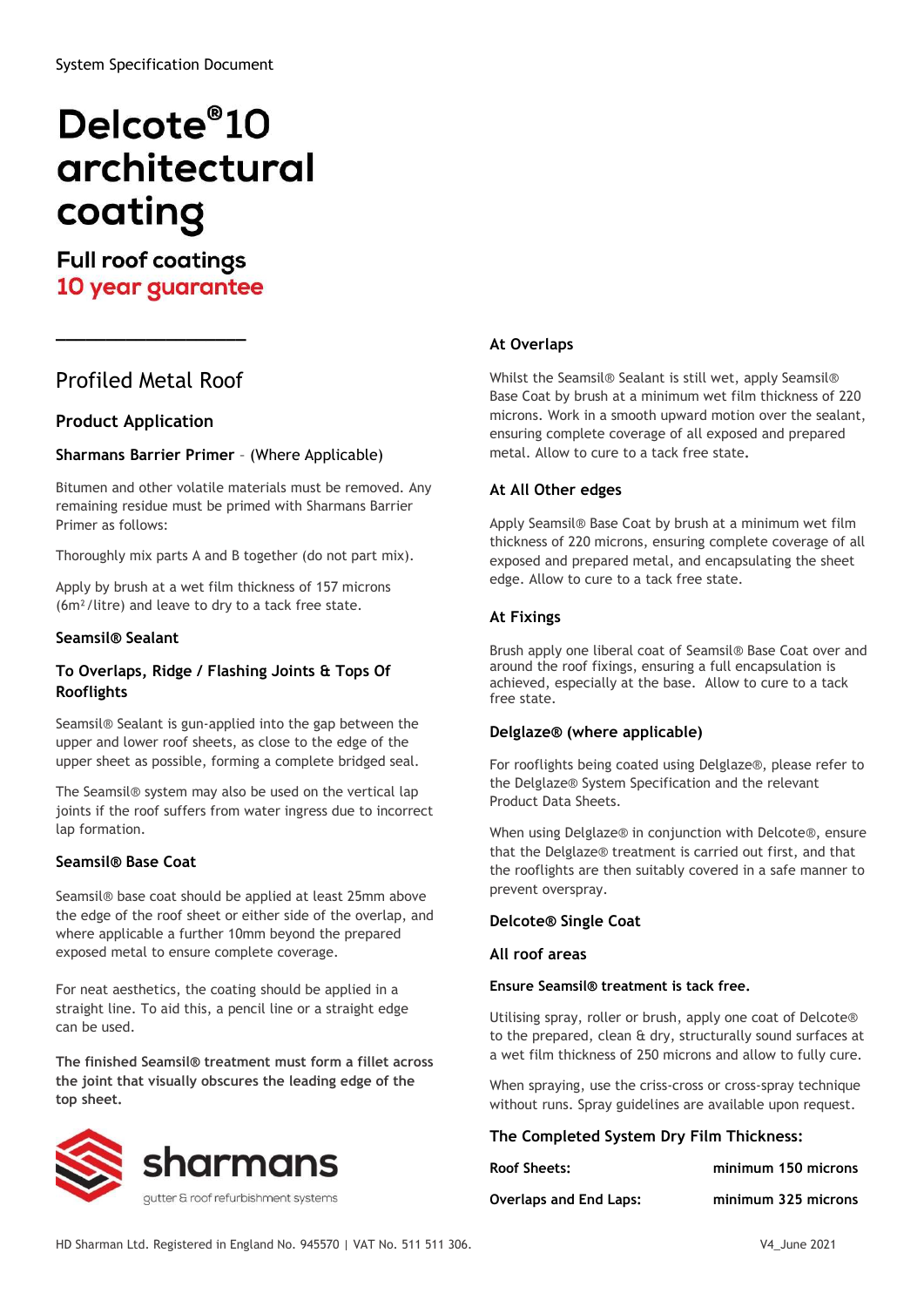System Specification Document

# Delcote®10 architectural coating

## Full roof coatings
## 10 year guarantee

---

## Profiled Metal Roof

### Product Application

**Sharmans Barrier Primer** – (Where Applicable)

Bitumen and other volatile materials must be removed. Any remaining residue must be primed with Sharmans Barrier Primer as follows:

Thoroughly mix parts A and B together (do not part mix).

Apply by brush at a wet film thickness of 157 microns (6m²/litre) and leave to dry to a tack free state.

### Seamsil® Sealant

### To Overlaps, Ridge / Flashing Joints & Tops Of Rooflights

Seamsil® Sealant is gun-applied into the gap between the upper and lower roof sheets, as close to the edge of the upper sheet as possible, forming a complete bridged seal.

The Seamsil® system may also be used on the vertical lap joints if the roof suffers from water ingress due to incorrect lap formation.

### Seamsil® Base Coat

Seamsil® base coat should be applied at least 25mm above the edge of the roof sheet or either side of the overlap, and where applicable a further 10mm beyond the prepared exposed metal to ensure complete coverage.

For neat aesthetics, the coating should be applied in a straight line. To aid this, a pencil line or a straight edge can be used.

**The finished Seamsil® treatment must form a fillet across the joint that visually obscures the leading edge of the top sheet.**

### At Overlaps

Whilst the Seamsil® Sealant is still wet, apply Seamsil® Base Coat by brush at a minimum wet film thickness of 220 microns. Work in a smooth upward motion over the sealant, ensuring complete coverage of all exposed and prepared metal. Allow to cure to a tack free state.

### At All Other edges

Apply Seamsil® Base Coat by brush at a minimum wet film thickness of 220 microns, ensuring complete coverage of all exposed and prepared metal, and encapsulating the sheet edge. Allow to cure to a tack free state.

### At Fixings

Brush apply one liberal coat of Seamsil® Base Coat over and around the roof fixings, ensuring a full encapsulation is achieved, especially at the base. Allow to cure to a tack free state.

### Delglaze® (where applicable)

For rooflights being coated using Delglaze®, please refer to the Delglaze® System Specification and the relevant Product Data Sheets.

When using Delglaze® in conjunction with Delcote®, ensure that the Delglaze® treatment is carried out first, and that the rooflights are then suitably covered in a safe manner to prevent overspray.

### Delcote® Single Coat

### All roof areas

**Ensure Seamsil® treatment is tack free.**

Utilising spray, roller or brush, apply one coat of Delcote® to the prepared, clean & dry, structurally sound surfaces at a wet film thickness of 250 microns and allow to fully cure.

When spraying, use the criss-cross or cross-spray technique without runs. Spray guidelines are available upon request.

### The Completed System Dry Film Thickness:

| | |
|---|---|
| **Roof Sheets:** | **minimum 150 microns** |
| **Overlaps and End Laps:** | **minimum 325 microns** |

sharmans
gutter & roof refurbishment systems

HD Sharman Ltd. Registered in England No. 945570 | VAT No. 511 511 306.

V4_June 2021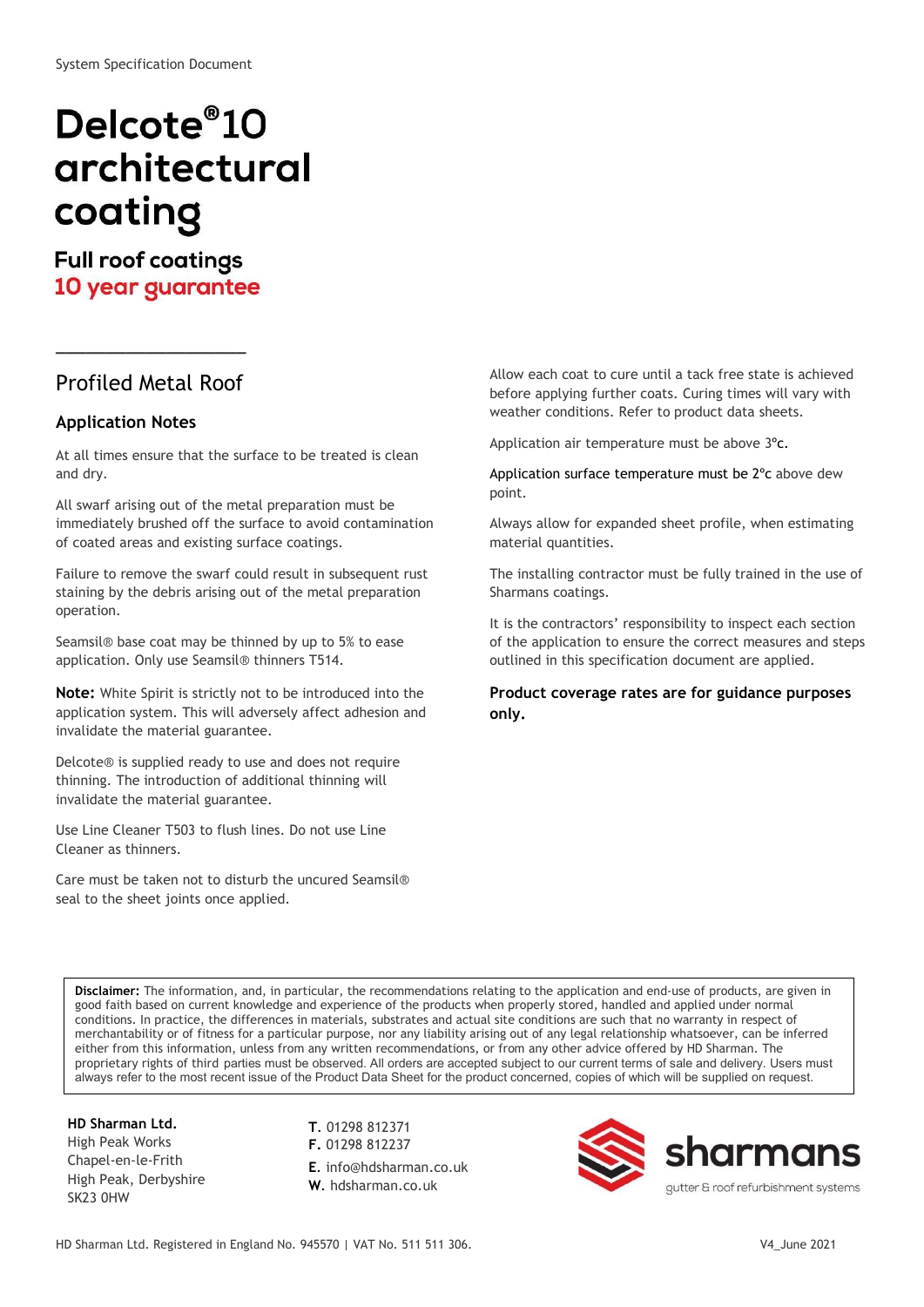System Specification Document

# Delcote®10 architectural coating

## Full roof coatings
## 10 year guarantee

## Profiled Metal Roof

### Application Notes

At all times ensure that the surface to be treated is clean and dry.

All swarf arising out of the metal preparation must be immediately brushed off the surface to avoid contamination of coated areas and existing surface coatings.

Failure to remove the swarf could result in subsequent rust staining by the debris arising out of the metal preparation operation.

Seamsil® base coat may be thinned by up to 5% to ease application. Only use Seamsil® thinners T514.

**Note:** White Spirit is strictly not to be introduced into the application system. This will adversely affect adhesion and invalidate the material guarantee.

Delcote® is supplied ready to use and does not require thinning. The introduction of additional thinning will invalidate the material guarantee.

Use Line Cleaner T503 to flush lines. Do not use Line Cleaner as thinners.

Care must be taken not to disturb the uncured Seamsil® seal to the sheet joints once applied.

Allow each coat to cure until a tack free state is achieved before applying further coats. Curing times will vary with weather conditions. Refer to product data sheets.

Application air temperature must be above 3ºc.

Application surface temperature must be 2ºc above dew point.

Always allow for expanded sheet profile, when estimating material quantities.

The installing contractor must be fully trained in the use of Sharmans coatings.

It is the contractors' responsibility to inspect each section of the application to ensure the correct measures and steps outlined in this specification document are applied.

**Product coverage rates are for guidance purposes only.**

**Disclaimer:** The information, and, in particular, the recommendations relating to the application and end-use of products, are given in good faith based on current knowledge and experience of the products when properly stored, handled and applied under normal conditions. In practice, the differences in materials, substrates and actual site conditions are such that no warranty in respect of merchantability or of fitness for a particular purpose, nor any liability arising out of any legal relationship whatsoever, can be inferred either from this information, unless from any written recommendations, or from any other advice offered by HD Sharman. The proprietary rights of third parties must be observed. All orders are accepted subject to our current terms of sale and delivery. Users must always refer to the most recent issue of the Product Data Sheet for the product concerned, copies of which will be supplied on request.

**HD Sharman Ltd.**
High Peak Works
Chapel-en-le-Frith
High Peak, Derbyshire
SK23 0HW

**T.** 01298 812371
**F.** 01298 812237
**E.** info@hdsharman.co.uk
**W.** hdsharman.co.uk

sharmans
gutter & roof refurbishment systems

HD Sharman Ltd. Registered in England No. 945570 | VAT No. 511 511 306.

V4_June 2021